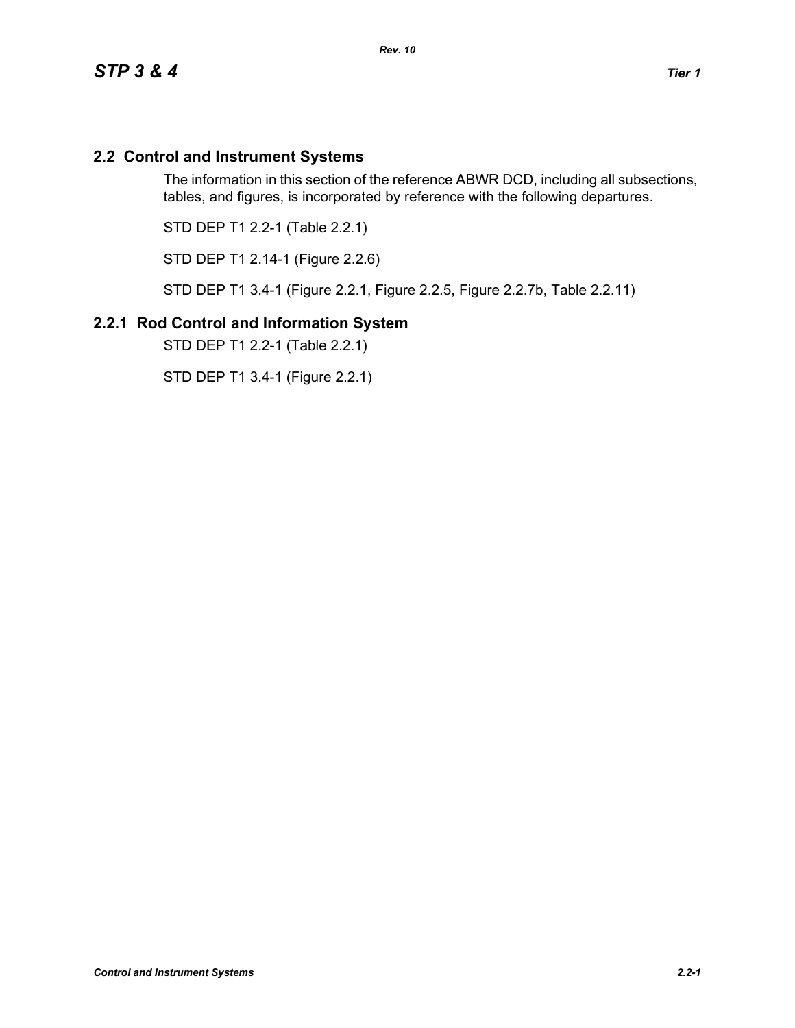## 2.2 Control and Instrument Systems

The information in this section of the reference ABWR DCD, including all subsections, tables, and figures, is incorporated by reference with the following departures.

STD DEP T1 2.2-1 (Table 2.2.1)

STD DEP T1 2.14-1 (Figure 2.2.6)

STD DEP T1 3.4-1 (Figure 2.2.1, Figure 2.2.5, Figure 2.2.7b, Table 2.2.11)

### 2.2.1 Rod Control and Information System

STD DEP T1 2.2-1 (Table 2.2.1)

STD DEP T1 3.4-1 (Figure 2.2.1)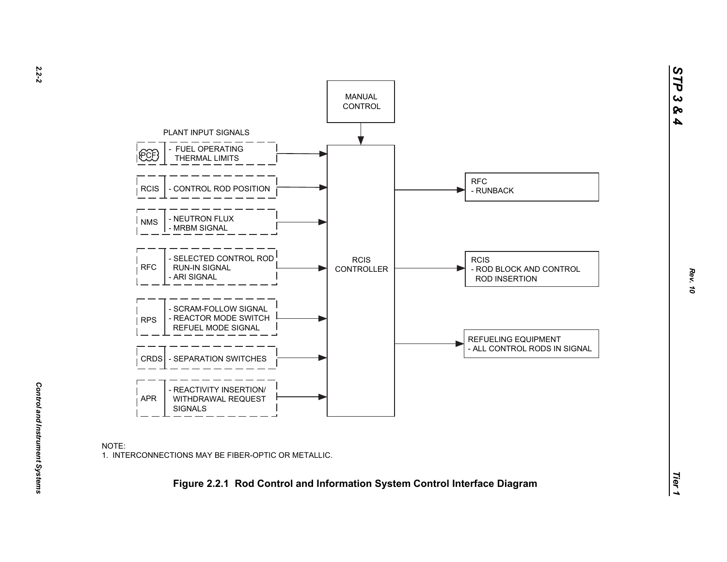MANUAL CONTROL

PLANT INPUT SIGNALS

| Source | Signal |
| --- | --- |
| PCF | - FUEL OPERATING THERMAL LIMITS |
| RCIS | - CONTROL ROD POSITION |
| NMS | - NEUTRON FLUX<br>- MRBM SIGNAL |
| RFC | - SELECTED CONTROL ROD RUN-IN SIGNAL<br>- ARI SIGNAL |
| RPS | - SCRAM-FOLLOW SIGNAL<br>- REACTOR MODE SWITCH REFUEL MODE SIGNAL |
| CRDS | - SEPARATION SWITCHES |
| APR | - REACTIVITY INSERTION/ WITHDRAWAL REQUEST SIGNALS |

RCIS CONTROLLER

RFC
- RUNBACK

RCIS
- ROD BLOCK AND CONTROL ROD INSERTION

REFUELING EQUIPMENT
- ALL CONTROL RODS IN SIGNAL

NOTE:
1. INTERCONNECTIONS MAY BE FIBER-OPTIC OR METALLIC.

**Figure 2.2.1 Rod Control and Information System Control Interface Diagram**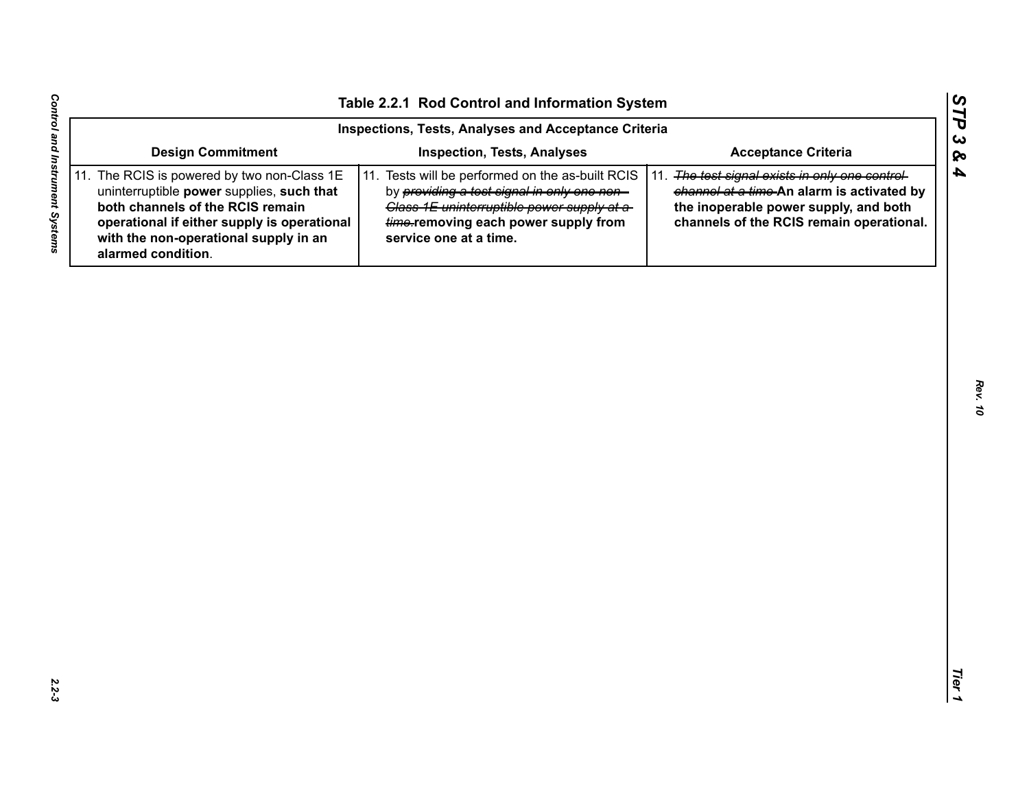**Table 2.2.1 Rod Control and Information System**

| Inspections, Tests, Analyses and Acceptance Criteria | | |
|---|---|---|
| **Design Commitment** | **Inspection, Tests, Analyses** | **Acceptance Criteria** |
| 11. The RCIS is powered by two non-Class 1E uninterruptible **power** supplies, **such that both channels of the RCIS remain operational if either supply is operational with the non-operational supply in an alarmed condition**. | 11. Tests will be performed on the as-built RCIS by ~~*providing a test signal in only one non-Class 1E uninterruptible power supply at a time.*~~ **removing each power supply from service one at a time.** | 11. ~~*The test signal exists in only one control channel at a time.*~~ **An alarm is activated by the inoperable power supply, and both channels of the RCIS remain operational.** |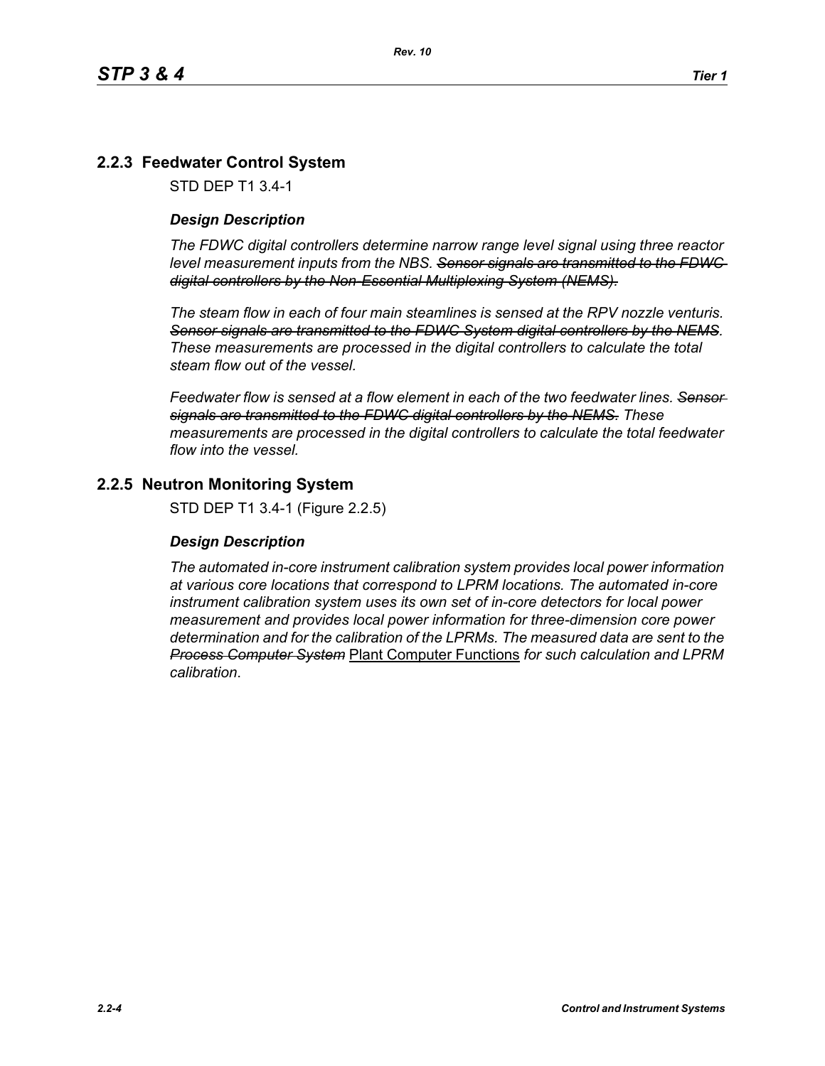## 2.2.3 Feedwater Control System

STD DEP T1 3.4-1

### *Design Description*

*The FDWC digital controllers determine narrow range level signal using three reactor level measurement inputs from the NBS.* ~~*Sensor signals are transmitted to the FDWC digital controllers by the Non-Essential Multiplexing System (NEMS).*~~

*The steam flow in each of four main steamlines is sensed at the RPV nozzle venturis.* ~~*Sensor signals are transmitted to the FDWC System digital controllers by the NEMS*~~*. These measurements are processed in the digital controllers to calculate the total steam flow out of the vessel.*

*Feedwater flow is sensed at a flow element in each of the two feedwater lines.* ~~*Sensor signals are transmitted to the FDWC digital controllers by the NEMS.*~~ *These measurements are processed in the digital controllers to calculate the total feedwater flow into the vessel.*

## 2.2.5 Neutron Monitoring System

STD DEP T1 3.4-1 (Figure 2.2.5)

### *Design Description*

*The automated in-core instrument calibration system provides local power information at various core locations that correspond to LPRM locations. The automated in-core instrument calibration system uses its own set of in-core detectors for local power measurement and provides local power information for three-dimension core power determination and for the calibration of the LPRMs. The measured data are sent to the* ~~*Process Computer System*~~ <u>Plant Computer Functions</u> *for such calculation and LPRM calibration*.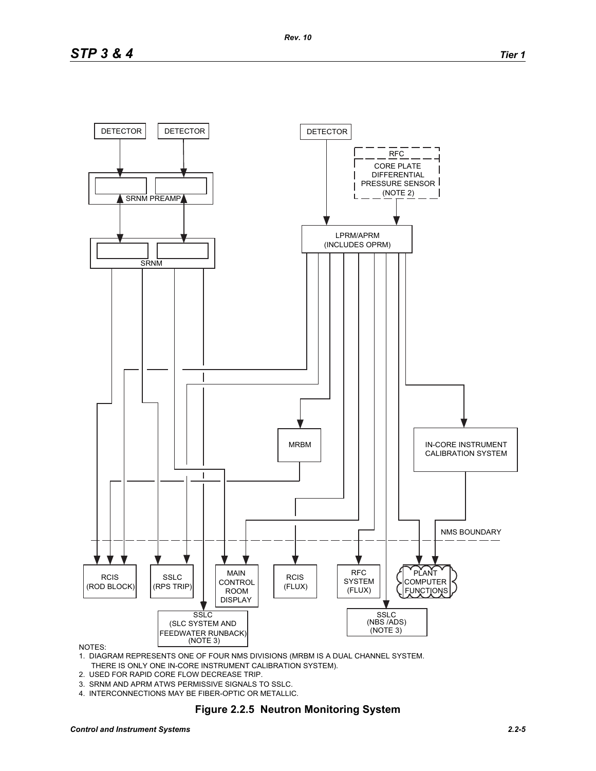DETECTOR

DETECTOR

DETECTOR

RFC

CORE PLATE DIFFERENTIAL PRESSURE SENSOR (NOTE 2)

SRNM PREAMP

SRNM

LPRM/APRM (INCLUDES OPRM)

MRBM

IN-CORE INSTRUMENT CALIBRATION SYSTEM

NMS BOUNDARY

RCIS (ROD BLOCK)

SSLC (RPS TRIP)

MAIN CONTROL ROOM DISPLAY

RCIS (FLUX)

RFC SYSTEM (FLUX)

PLANT COMPUTER FUNCTIONS

SSLC (SLC SYSTEM AND FEEDWATER RUNBACK) (NOTE 3)

SSLC (NBS /ADS) (NOTE 3)

NOTES:

1. DIAGRAM REPRESENTS ONE OF FOUR NMS DIVISIONS (MRBM IS A DUAL CHANNEL SYSTEM. THERE IS ONLY ONE IN-CORE INSTRUMENT CALIBRATION SYSTEM).
2. USED FOR RAPID CORE FLOW DECREASE TRIP.
3. SRNM AND APRM ATWS PERMISSIVE SIGNALS TO SSLC.
4. INTERCONNECTIONS MAY BE FIBER-OPTIC OR METALLIC.

**Figure 2.2.5 Neutron Monitoring System**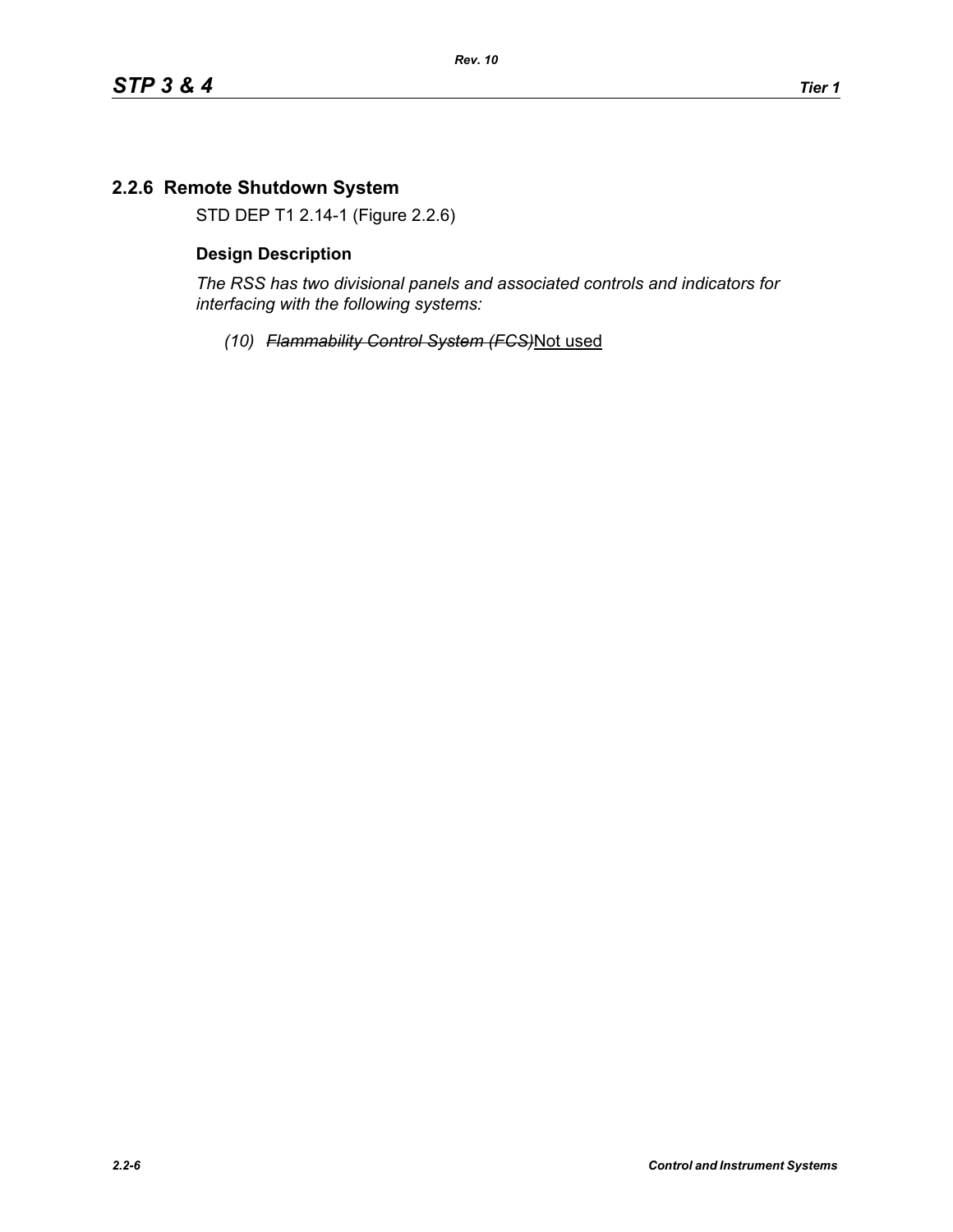## 2.2.6 Remote Shutdown System

STD DEP T1 2.14-1 (Figure 2.2.6)

### Design Description

*The RSS has two divisional panels and associated controls and indicators for interfacing with the following systems:*

*(10)* ~~*Flammability Control System (FCS)*~~Not used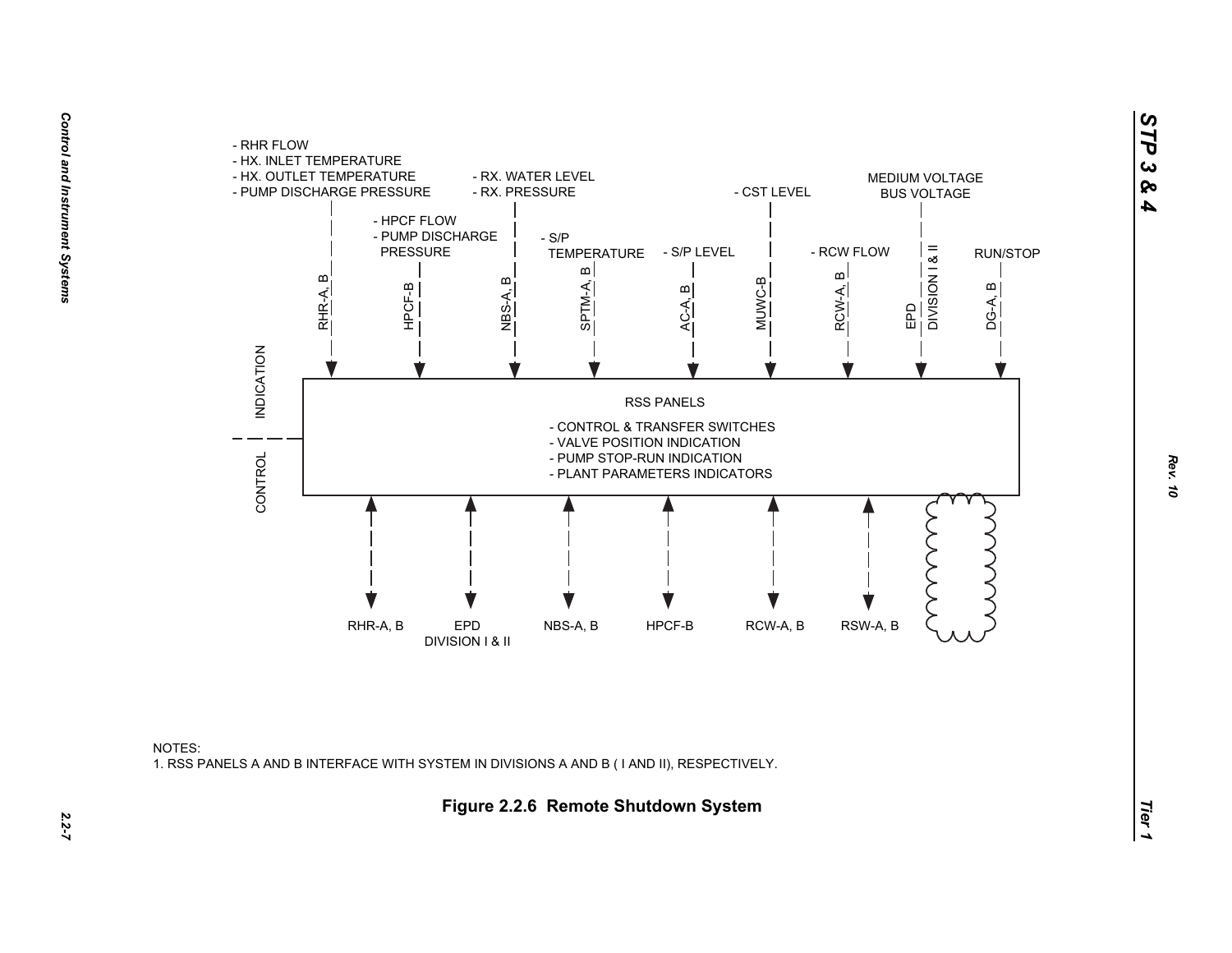- RHR FLOW
- HX. INLET TEMPERATURE
- HX. OUTLET TEMPERATURE
- PUMP DISCHARGE PRESSURE

- HPCF FLOW
- PUMP DISCHARGE PRESSURE

- RX. WATER LEVEL
- RX. PRESSURE

- S/P TEMPERATURE

- S/P LEVEL

- CST LEVEL

- RCW FLOW

MEDIUM VOLTAGE BUS VOLTAGE

RUN/STOP

RHR-A, B | HPCF-B | NBS-A, B | SPTM-A, B | AC-A, B | MUWC-B | RCW-A, B | EPD DIVISION I & II | DG-A, B

INDICATION

CONTROL

RSS PANELS

- CONTROL & TRANSFER SWITCHES
- VALVE POSITION INDICATION
- PUMP STOP-RUN INDICATION
- PLANT PARAMETERS INDICATORS

RHR-A, B | EPD DIVISION I & II | NBS-A, B | HPCF-B | RCW-A, B | RSW-A, B

NOTES:

1. RSS PANELS A AND B INTERFACE WITH SYSTEM IN DIVISIONS A AND B ( I AND II), RESPECTIVELY.

**Figure 2.2.6 Remote Shutdown System**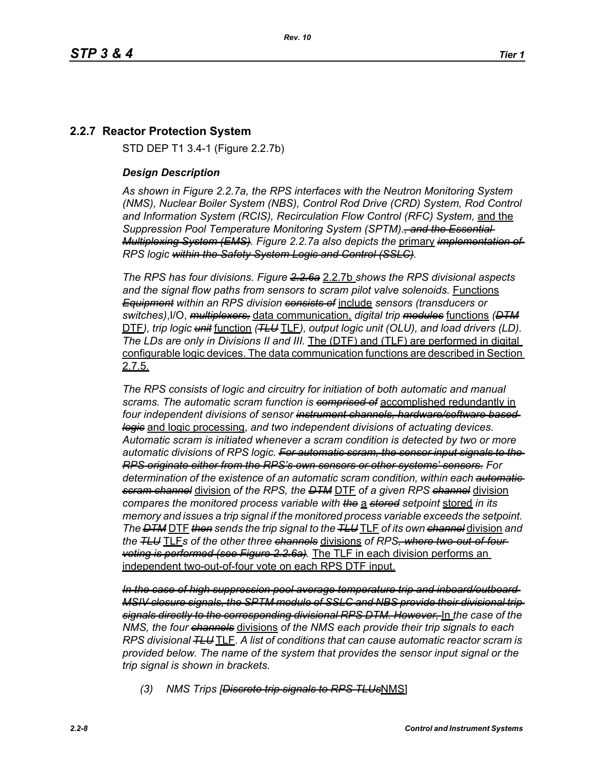## 2.2.7 Reactor Protection System

STD DEP T1 3.4-1 (Figure 2.2.7b)

### *Design Description*

*As shown in Figure 2.2.7a, the RPS interfaces with the Neutron Monitoring System (NMS), Nuclear Boiler System (NBS), Control Rod Drive (CRD) System, Rod Control and Information System (RCIS), Recirculation Flow Control (RFC) System,* and the *Suppression Pool Temperature Monitoring System (SPTM).~~, and the Essential Multiplexing System (EMS)~~. Figure 2.2.7a also depicts the* primary *~~implementation of~~ RPS logic ~~within the Safety System Logic and Control (SSLC)~~.*

*The RPS has four divisions. Figure ~~2.2.6a~~* 2.2.7b *shows the RPS divisional aspects and the signal flow paths from sensors to scram pilot valve solenoids.* Functions *~~Equipment~~ within an RPS division ~~consists of~~* include *sensors (transducers or switches)*,I/O, *~~multiplexers,~~* data communication, *digital trip ~~modules~~* functions *(~~DTM~~* DTF*), trip logic ~~unit~~* function *(~~TLU~~* TLF*), output logic unit (OLU), and load drivers (LD). The LDs are only in Divisions II and III.* The (DTF) and (TLF) are performed in digital configurable logic devices. The data communication functions are described in Section 2.7.5.

*The RPS consists of logic and circuitry for initiation of both automatic and manual scrams. The automatic scram function is ~~comprised of~~* accomplished redundantly in *four independent divisions of sensor ~~instrument channels, hardware/software based logic~~* and logic processing, *and two independent divisions of actuating devices. Automatic scram is initiated whenever a scram condition is detected by two or more automatic divisions of RPS logic. ~~For automatic scram, the sensor input signals to the RPS originate either from the RPS's own sensors or other systems' sensors.~~ For determination of the existence of an automatic scram condition, within each ~~automatic scram channel~~* division *of the RPS, the ~~DTM~~* DTF *of a given RPS ~~channel~~* division *compares the monitored process variable with ~~the~~* a *~~stored~~ setpoint* stored *in its memory and issues a trip signal if the monitored process variable exceeds the setpoint. The ~~DTM~~* DTF *~~then~~ sends the trip signal to the ~~TLU~~* TLF *of its own ~~channel~~* division *and the ~~TLU~~* TLF*s of the other three ~~channels~~* divisions *of RPS~~, where two-out-of-four voting is performed (see Figure 2.2.6a)~~.* The TLF in each division performs an independent two-out-of-four vote on each RPS DTF input.

*~~In the case of high suppression pool average temperature trip and inboard/outboard MSIV closure signals, the SPTM module of SSLC and NBS provide their divisional trip signals directly to the corresponding divisional RPS DTM. However,~~* In *the case of the NMS, the four ~~channels~~* divisions *of the NMS each provide their trip signals to each RPS divisional ~~TLU~~* TLF*. A list of conditions that can cause automatic reactor scram is provided below. The name of the system that provides the sensor input signal or the trip signal is shown in brackets.*

*(3) NMS Trips [~~Discrete trip signals to RPS TLUs~~*NMS]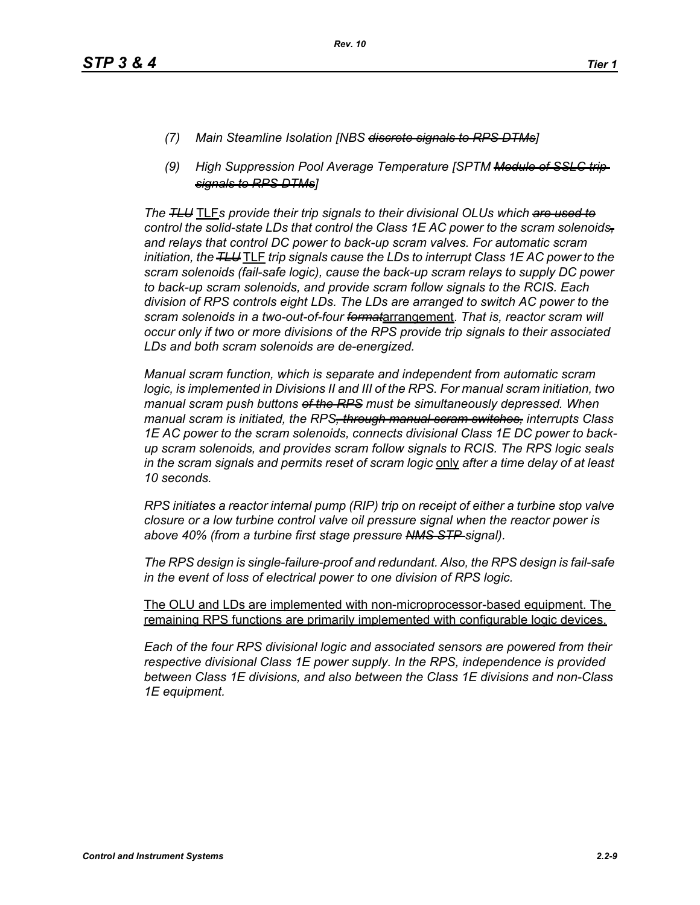*(7) Main Steamline Isolation [NBS ~~discrete signals to RPS DTMs~~]*

*(9) High Suppression Pool Average Temperature [SPTM ~~Module of SSLC trip signals to RPS DTMs~~]*

*The ~~TLU~~* TLF*s provide their trip signals to their divisional OLUs which ~~are used to~~ control the solid-state LDs that control the Class 1E AC power to the scram solenoids~~,~~ and relays that control DC power to back-up scram valves. For automatic scram initiation, the ~~TLU~~* TLF *trip signals cause the LDs to interrupt Class 1E AC power to the scram solenoids (fail-safe logic), cause the back-up scram relays to supply DC power to back-up scram solenoids, and provide scram follow signals to the RCIS. Each division of RPS controls eight LDs. The LDs are arranged to switch AC power to the scram solenoids in a two-out-of-four ~~format~~*arrangement*. That is, reactor scram will occur only if two or more divisions of the RPS provide trip signals to their associated LDs and both scram solenoids are de-energized.*

*Manual scram function, which is separate and independent from automatic scram logic, is implemented in Divisions II and III of the RPS. For manual scram initiation, two manual scram push buttons ~~of the RPS~~ must be simultaneously depressed. When manual scram is initiated, the RPS~~, through manual scram switches,~~ interrupts Class 1E AC power to the scram solenoids, connects divisional Class 1E DC power to back-up scram solenoids, and provides scram follow signals to RCIS. The RPS logic seals in the scram signals and permits reset of scram logic* only *after a time delay of at least 10 seconds.*

*RPS initiates a reactor internal pump (RIP) trip on receipt of either a turbine stop valve closure or a low turbine control valve oil pressure signal when the reactor power is above 40% (from a turbine first stage pressure ~~NMS STP~~ signal).*

*The RPS design is single-failure-proof and redundant. Also, the RPS design is fail-safe in the event of loss of electrical power to one division of RPS logic.*

The OLU and LDs are implemented with non-microprocessor-based equipment. The remaining RPS functions are primarily implemented with configurable logic devices.

*Each of the four RPS divisional logic and associated sensors are powered from their respective divisional Class 1E power supply. In the RPS, independence is provided between Class 1E divisions, and also between the Class 1E divisions and non-Class 1E equipment.*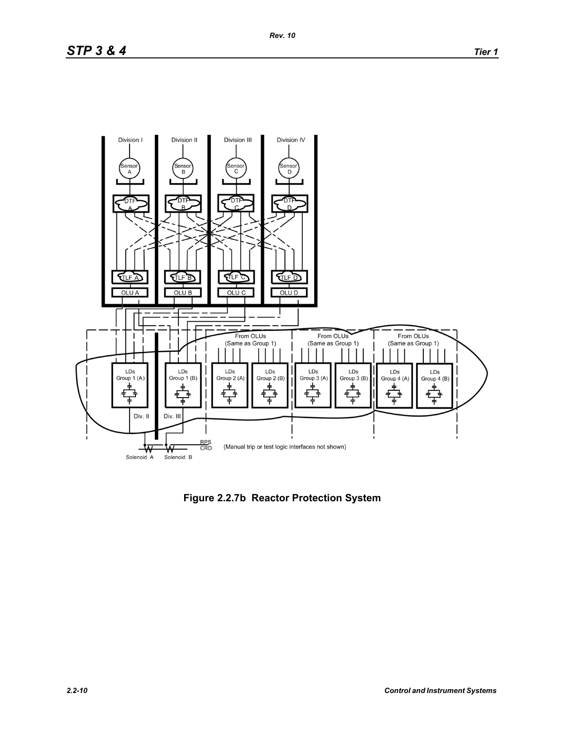Figure 2.2.7b Reactor Protection System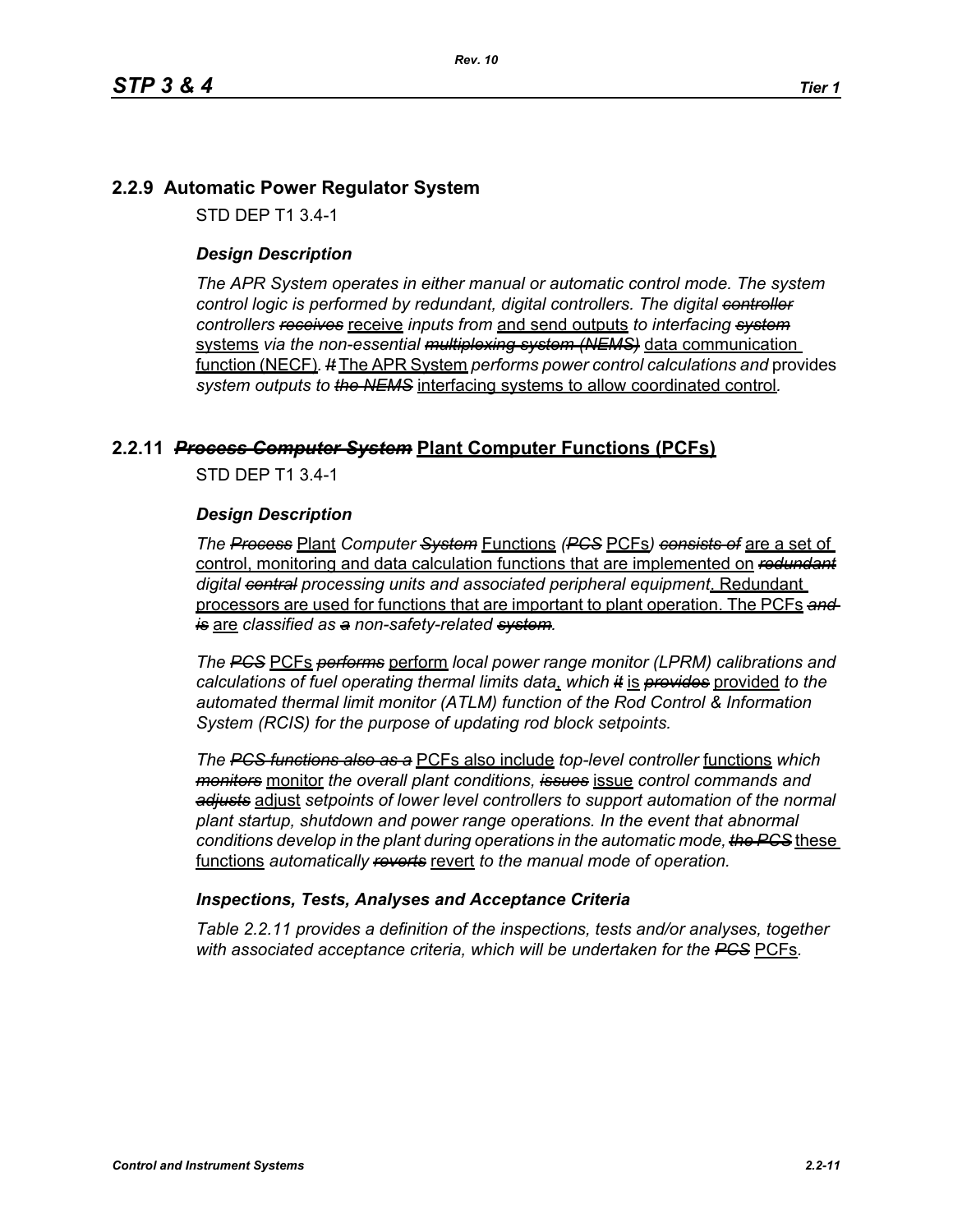## 2.2.9 Automatic Power Regulator System

STD DEP T1 3.4-1

### *Design Description*

*The APR System operates in either manual or automatic control mode. The system control logic is performed by redundant, digital controllers. The digital ~~controller~~ controllers ~~receives~~* <u>receive</u> *inputs from* <u>and send outputs</u> *to interfacing ~~system~~* <u>systems</u> *via the non-essential ~~multiplexing system (NEMS)~~* <u>data communication function (NECF)</u>. *~~It~~* <u>The APR System</u> *performs power control calculations and* provides *system outputs to ~~the NEMS~~* <u>interfacing systems to allow coordinated control</u>.

## 2.2.11 ~~*Process Computer System*~~ <u>Plant Computer Functions (PCFs)</u>

STD DEP T1 3.4-1

### *Design Description*

*The ~~Process~~* <u>Plant</u> *Computer ~~System~~* <u>Functions</u> *(~~PCS~~* <u>PCFs</u>*) ~~consists of~~* <u>are a set of control, monitoring and data calculation functions that are implemented on</u> *~~redundant~~ digital ~~central~~ processing units and associated peripheral equipment*<u>. Redundant processors are used for functions that are important to plant operation. The PCFs</u> *~~and is~~* <u>are</u> *classified as ~~a~~ non-safety-related ~~system~~.*

*The ~~PCS~~* <u>PCFs</u> *~~performs~~* <u>perform</u> *local power range monitor (LPRM) calibrations and calculations of fuel operating thermal limits data*<u>,</u> *which ~~it~~* <u>is</u> *~~provides~~* <u>provided</u> *to the automated thermal limit monitor (ATLM) function of the Rod Control & Information System (RCIS) for the purpose of updating rod block setpoints.*

*The ~~PCS functions also as a~~* <u>PCFs also include</u> *top-level controller* <u>functions</u> *which ~~monitors~~* <u>monitor</u> *the overall plant conditions, ~~issues~~* <u>issue</u> *control commands and ~~adjusts~~* <u>adjust</u> *setpoints of lower level controllers to support automation of the normal plant startup, shutdown and power range operations. In the event that abnormal conditions develop in the plant during operations in the automatic mode, ~~the PCS~~* <u>these functions</u> *automatically ~~reverts~~* <u>revert</u> *to the manual mode of operation.*

### *Inspections, Tests, Analyses and Acceptance Criteria*

*Table 2.2.11 provides a definition of the inspections, tests and/or analyses, together with associated acceptance criteria, which will be undertaken for the ~~PCS~~* <u>PCFs</u>.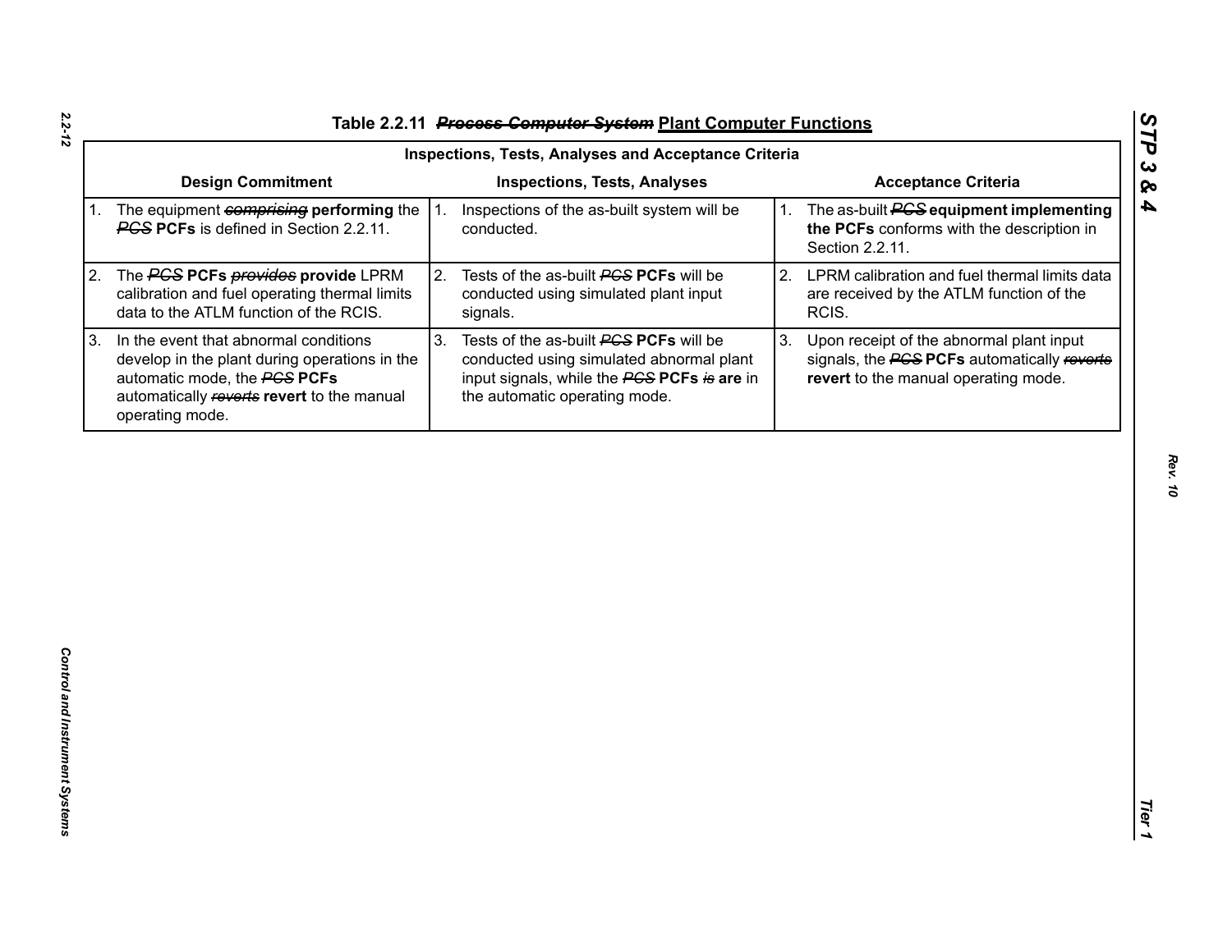# Table 2.2.11 ~~*Process Computer System*~~ Plant Computer Functions

| Inspections, Tests, Analyses and Acceptance Criteria | | |
|---|---|---|
| **Design Commitment** | **Inspections, Tests, Analyses** | **Acceptance Criteria** |
| 1. The equipment ~~*comprising*~~ **performing** the ~~*PCS*~~ **PCFs** is defined in Section 2.2.11. | 1. Inspections of the as-built system will be conducted. | 1. The as-built ~~*PCS*~~ **equipment implementing the PCFs** conforms with the description in Section 2.2.11. |
| 2. The ~~*PCS*~~ **PCFs** ~~*provides*~~ **provide** LPRM calibration and fuel operating thermal limits data to the ATLM function of the RCIS. | 2. Tests of the as-built ~~*PCS*~~ **PCFs** will be conducted using simulated plant input signals. | 2. LPRM calibration and fuel thermal limits data are received by the ATLM function of the RCIS. |
| 3. In the event that abnormal conditions develop in the plant during operations in the automatic mode, the ~~*PCS*~~ **PCFs** automatically ~~*reverts*~~ **revert** to the manual operating mode. | 3. Tests of the as-built ~~*PCS*~~ **PCFs** will be conducted using simulated abnormal plant input signals, while the ~~*PCS*~~ **PCFs** ~~*is*~~ **are** in the automatic operating mode. | 3. Upon receipt of the abnormal plant input signals, the ~~*PCS*~~ **PCFs** automatically ~~*reverts*~~ **revert** to the manual operating mode. |